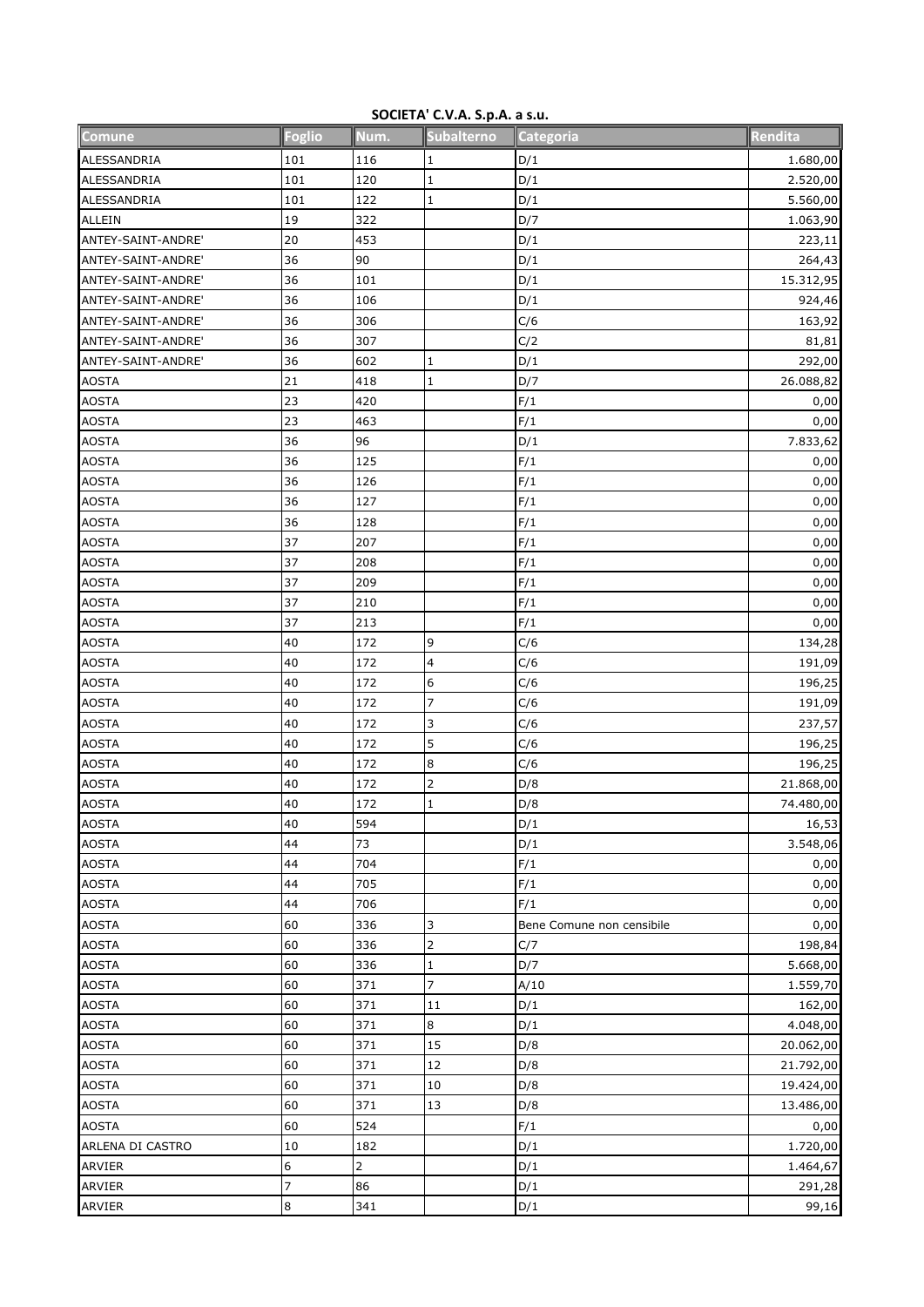**SOCIETA' C.V.A. S.p.A. a s.u.**

| Comune | Foglio | Num. | Subalterno | Categoria | Rendita |
|---|---|---|---|---|---|
| ALESSANDRIA | 101 | 116 | 1 | D/1 | 1.680,00 |
| ALESSANDRIA | 101 | 120 | 1 | D/1 | 2.520,00 |
| ALESSANDRIA | 101 | 122 | 1 | D/1 | 5.560,00 |
| ALLEIN | 19 | 322 | | D/7 | 1.063,90 |
| ANTEY-SAINT-ANDRE' | 20 | 453 | | D/1 | 223,11 |
| ANTEY-SAINT-ANDRE' | 36 | 90 | | D/1 | 264,43 |
| ANTEY-SAINT-ANDRE' | 36 | 101 | | D/1 | 15.312,95 |
| ANTEY-SAINT-ANDRE' | 36 | 106 | | D/1 | 924,46 |
| ANTEY-SAINT-ANDRE' | 36 | 306 | | C/6 | 163,92 |
| ANTEY-SAINT-ANDRE' | 36 | 307 | | C/2 | 81,81 |
| ANTEY-SAINT-ANDRE' | 36 | 602 | 1 | D/1 | 292,00 |
| AOSTA | 21 | 418 | 1 | D/7 | 26.088,82 |
| AOSTA | 23 | 420 | | F/1 | 0,00 |
| AOSTA | 23 | 463 | | F/1 | 0,00 |
| AOSTA | 36 | 96 | | D/1 | 7.833,62 |
| AOSTA | 36 | 125 | | F/1 | 0,00 |
| AOSTA | 36 | 126 | | F/1 | 0,00 |
| AOSTA | 36 | 127 | | F/1 | 0,00 |
| AOSTA | 36 | 128 | | F/1 | 0,00 |
| AOSTA | 37 | 207 | | F/1 | 0,00 |
| AOSTA | 37 | 208 | | F/1 | 0,00 |
| AOSTA | 37 | 209 | | F/1 | 0,00 |
| AOSTA | 37 | 210 | | F/1 | 0,00 |
| AOSTA | 37 | 213 | | F/1 | 0,00 |
| AOSTA | 40 | 172 | 9 | C/6 | 134,28 |
| AOSTA | 40 | 172 | 4 | C/6 | 191,09 |
| AOSTA | 40 | 172 | 6 | C/6 | 196,25 |
| AOSTA | 40 | 172 | 7 | C/6 | 191,09 |
| AOSTA | 40 | 172 | 3 | C/6 | 237,57 |
| AOSTA | 40 | 172 | 5 | C/6 | 196,25 |
| AOSTA | 40 | 172 | 8 | C/6 | 196,25 |
| AOSTA | 40 | 172 | 2 | D/8 | 21.868,00 |
| AOSTA | 40 | 172 | 1 | D/8 | 74.480,00 |
| AOSTA | 40 | 594 | | D/1 | 16,53 |
| AOSTA | 44 | 73 | | D/1 | 3.548,06 |
| AOSTA | 44 | 704 | | F/1 | 0,00 |
| AOSTA | 44 | 705 | | F/1 | 0,00 |
| AOSTA | 44 | 706 | | F/1 | 0,00 |
| AOSTA | 60 | 336 | 3 | Bene Comune non censibile | 0,00 |
| AOSTA | 60 | 336 | 2 | C/7 | 198,84 |
| AOSTA | 60 | 336 | 1 | D/7 | 5.668,00 |
| AOSTA | 60 | 371 | 7 | A/10 | 1.559,70 |
| AOSTA | 60 | 371 | 11 | D/1 | 162,00 |
| AOSTA | 60 | 371 | 8 | D/1 | 4.048,00 |
| AOSTA | 60 | 371 | 15 | D/8 | 20.062,00 |
| AOSTA | 60 | 371 | 12 | D/8 | 21.792,00 |
| AOSTA | 60 | 371 | 10 | D/8 | 19.424,00 |
| AOSTA | 60 | 371 | 13 | D/8 | 13.486,00 |
| AOSTA | 60 | 524 | | F/1 | 0,00 |
| ARLENA DI CASTRO | 10 | 182 | | D/1 | 1.720,00 |
| ARVIER | 6 | 2 | | D/1 | 1.464,67 |
| ARVIER | 7 | 86 | | D/1 | 291,28 |
| ARVIER | 8 | 341 | | D/1 | 99,16 |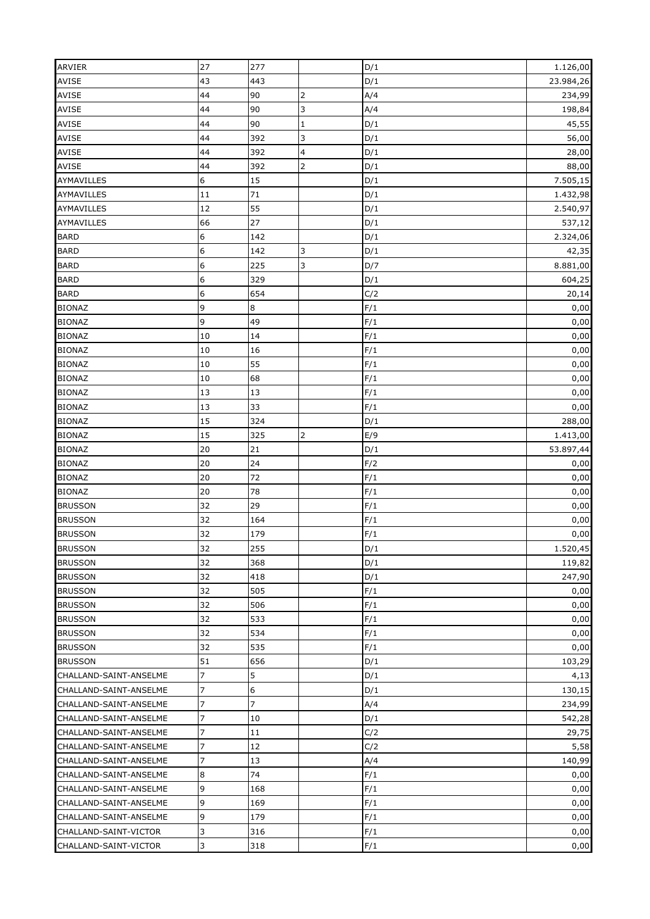| | | | | | |
|---|---|---|---|---|---|
| ARVIER | 27 | 277 | | D/1 | 1.126,00 |
| AVISE | 43 | 443 | | D/1 | 23.984,26 |
| AVISE | 44 | 90 | 2 | A/4 | 234,99 |
| AVISE | 44 | 90 | 3 | A/4 | 198,84 |
| AVISE | 44 | 90 | 1 | D/1 | 45,55 |
| AVISE | 44 | 392 | 3 | D/1 | 56,00 |
| AVISE | 44 | 392 | 4 | D/1 | 28,00 |
| AVISE | 44 | 392 | 2 | D/1 | 88,00 |
| AYMAVILLES | 6 | 15 | | D/1 | 7.505,15 |
| AYMAVILLES | 11 | 71 | | D/1 | 1.432,98 |
| AYMAVILLES | 12 | 55 | | D/1 | 2.540,97 |
| AYMAVILLES | 66 | 27 | | D/1 | 537,12 |
| BARD | 6 | 142 | | D/1 | 2.324,06 |
| BARD | 6 | 142 | 3 | D/1 | 42,35 |
| BARD | 6 | 225 | 3 | D/7 | 8.881,00 |
| BARD | 6 | 329 | | D/1 | 604,25 |
| BARD | 6 | 654 | | C/2 | 20,14 |
| BIONAZ | 9 | 8 | | F/1 | 0,00 |
| BIONAZ | 9 | 49 | | F/1 | 0,00 |
| BIONAZ | 10 | 14 | | F/1 | 0,00 |
| BIONAZ | 10 | 16 | | F/1 | 0,00 |
| BIONAZ | 10 | 55 | | F/1 | 0,00 |
| BIONAZ | 10 | 68 | | F/1 | 0,00 |
| BIONAZ | 13 | 13 | | F/1 | 0,00 |
| BIONAZ | 13 | 33 | | F/1 | 0,00 |
| BIONAZ | 15 | 324 | | D/1 | 288,00 |
| BIONAZ | 15 | 325 | 2 | E/9 | 1.413,00 |
| BIONAZ | 20 | 21 | | D/1 | 53.897,44 |
| BIONAZ | 20 | 24 | | F/2 | 0,00 |
| BIONAZ | 20 | 72 | | F/1 | 0,00 |
| BIONAZ | 20 | 78 | | F/1 | 0,00 |
| BRUSSON | 32 | 29 | | F/1 | 0,00 |
| BRUSSON | 32 | 164 | | F/1 | 0,00 |
| BRUSSON | 32 | 179 | | F/1 | 0,00 |
| BRUSSON | 32 | 255 | | D/1 | 1.520,45 |
| BRUSSON | 32 | 368 | | D/1 | 119,82 |
| BRUSSON | 32 | 418 | | D/1 | 247,90 |
| BRUSSON | 32 | 505 | | F/1 | 0,00 |
| BRUSSON | 32 | 506 | | F/1 | 0,00 |
| BRUSSON | 32 | 533 | | F/1 | 0,00 |
| BRUSSON | 32 | 534 | | F/1 | 0,00 |
| BRUSSON | 32 | 535 | | F/1 | 0,00 |
| BRUSSON | 51 | 656 | | D/1 | 103,29 |
| CHALLAND-SAINT-ANSELME | 7 | 5 | | D/1 | 4,13 |
| CHALLAND-SAINT-ANSELME | 7 | 6 | | D/1 | 130,15 |
| CHALLAND-SAINT-ANSELME | 7 | 7 | | A/4 | 234,99 |
| CHALLAND-SAINT-ANSELME | 7 | 10 | | D/1 | 542,28 |
| CHALLAND-SAINT-ANSELME | 7 | 11 | | C/2 | 29,75 |
| CHALLAND-SAINT-ANSELME | 7 | 12 | | C/2 | 5,58 |
| CHALLAND-SAINT-ANSELME | 7 | 13 | | A/4 | 140,99 |
| CHALLAND-SAINT-ANSELME | 8 | 74 | | F/1 | 0,00 |
| CHALLAND-SAINT-ANSELME | 9 | 168 | | F/1 | 0,00 |
| CHALLAND-SAINT-ANSELME | 9 | 169 | | F/1 | 0,00 |
| CHALLAND-SAINT-ANSELME | 9 | 179 | | F/1 | 0,00 |
| CHALLAND-SAINT-VICTOR | 3 | 316 | | F/1 | 0,00 |
| CHALLAND-SAINT-VICTOR | 3 | 318 | | F/1 | 0,00 |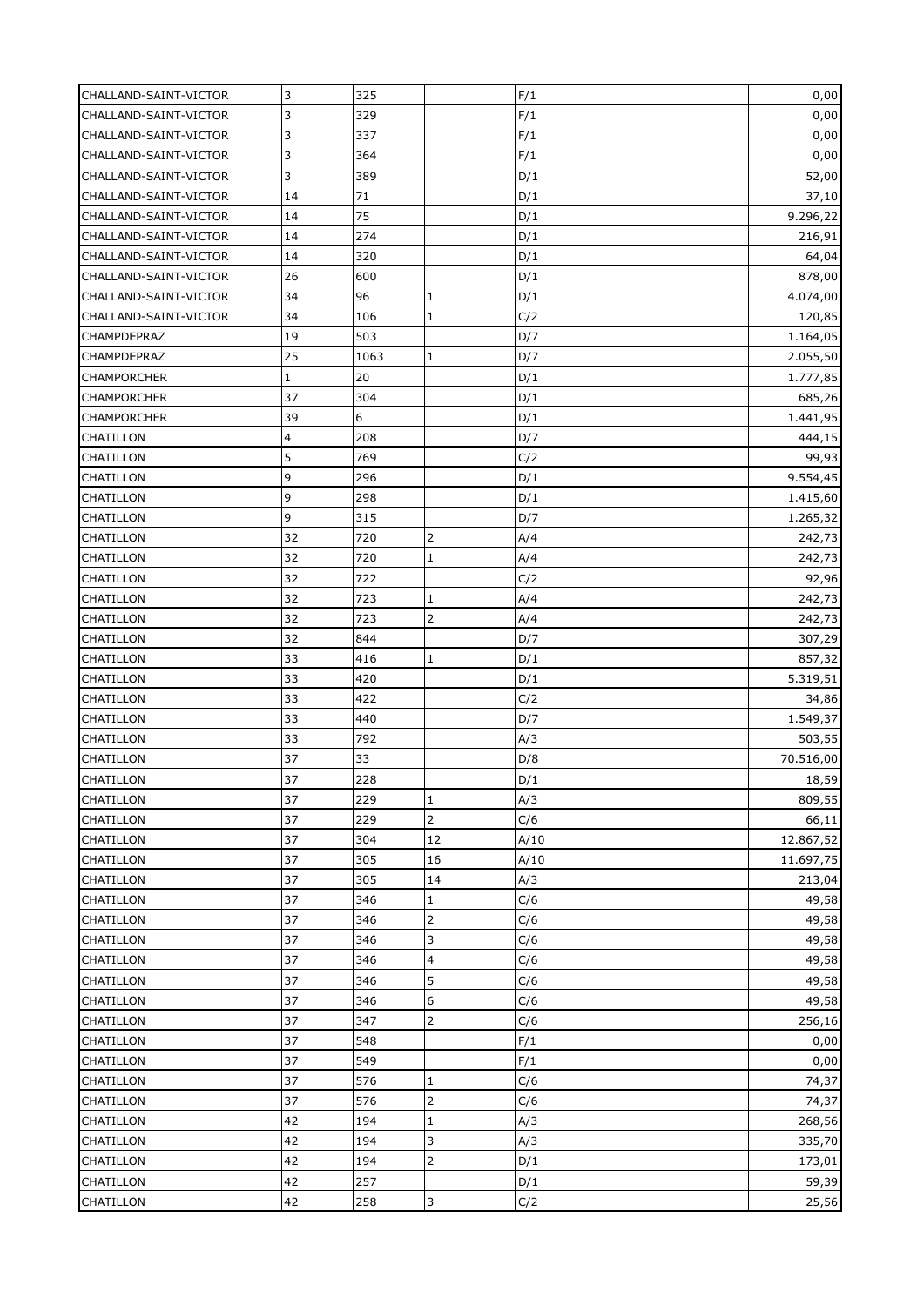| | | | | | |
|---|---|---|---|---|---|
| CHALLAND-SAINT-VICTOR | 3 | 325 | | F/1 | 0,00 |
| CHALLAND-SAINT-VICTOR | 3 | 329 | | F/1 | 0,00 |
| CHALLAND-SAINT-VICTOR | 3 | 337 | | F/1 | 0,00 |
| CHALLAND-SAINT-VICTOR | 3 | 364 | | F/1 | 0,00 |
| CHALLAND-SAINT-VICTOR | 3 | 389 | | D/1 | 52,00 |
| CHALLAND-SAINT-VICTOR | 14 | 71 | | D/1 | 37,10 |
| CHALLAND-SAINT-VICTOR | 14 | 75 | | D/1 | 9.296,22 |
| CHALLAND-SAINT-VICTOR | 14 | 274 | | D/1 | 216,91 |
| CHALLAND-SAINT-VICTOR | 14 | 320 | | D/1 | 64,04 |
| CHALLAND-SAINT-VICTOR | 26 | 600 | | D/1 | 878,00 |
| CHALLAND-SAINT-VICTOR | 34 | 96 | 1 | D/1 | 4.074,00 |
| CHALLAND-SAINT-VICTOR | 34 | 106 | 1 | C/2 | 120,85 |
| CHAMPDEPRAZ | 19 | 503 | | D/7 | 1.164,05 |
| CHAMPDEPRAZ | 25 | 1063 | 1 | D/7 | 2.055,50 |
| CHAMPORCHER | 1 | 20 | | D/1 | 1.777,85 |
| CHAMPORCHER | 37 | 304 | | D/1 | 685,26 |
| CHAMPORCHER | 39 | 6 | | D/1 | 1.441,95 |
| CHATILLON | 4 | 208 | | D/7 | 444,15 |
| CHATILLON | 5 | 769 | | C/2 | 99,93 |
| CHATILLON | 9 | 296 | | D/1 | 9.554,45 |
| CHATILLON | 9 | 298 | | D/1 | 1.415,60 |
| CHATILLON | 9 | 315 | | D/7 | 1.265,32 |
| CHATILLON | 32 | 720 | 2 | A/4 | 242,73 |
| CHATILLON | 32 | 720 | 1 | A/4 | 242,73 |
| CHATILLON | 32 | 722 | | C/2 | 92,96 |
| CHATILLON | 32 | 723 | 1 | A/4 | 242,73 |
| CHATILLON | 32 | 723 | 2 | A/4 | 242,73 |
| CHATILLON | 32 | 844 | | D/7 | 307,29 |
| CHATILLON | 33 | 416 | 1 | D/1 | 857,32 |
| CHATILLON | 33 | 420 | | D/1 | 5.319,51 |
| CHATILLON | 33 | 422 | | C/2 | 34,86 |
| CHATILLON | 33 | 440 | | D/7 | 1.549,37 |
| CHATILLON | 33 | 792 | | A/3 | 503,55 |
| CHATILLON | 37 | 33 | | D/8 | 70.516,00 |
| CHATILLON | 37 | 228 | | D/1 | 18,59 |
| CHATILLON | 37 | 229 | 1 | A/3 | 809,55 |
| CHATILLON | 37 | 229 | 2 | C/6 | 66,11 |
| CHATILLON | 37 | 304 | 12 | A/10 | 12.867,52 |
| CHATILLON | 37 | 305 | 16 | A/10 | 11.697,75 |
| CHATILLON | 37 | 305 | 14 | A/3 | 213,04 |
| CHATILLON | 37 | 346 | 1 | C/6 | 49,58 |
| CHATILLON | 37 | 346 | 2 | C/6 | 49,58 |
| CHATILLON | 37 | 346 | 3 | C/6 | 49,58 |
| CHATILLON | 37 | 346 | 4 | C/6 | 49,58 |
| CHATILLON | 37 | 346 | 5 | C/6 | 49,58 |
| CHATILLON | 37 | 346 | 6 | C/6 | 49,58 |
| CHATILLON | 37 | 347 | 2 | C/6 | 256,16 |
| CHATILLON | 37 | 548 | | F/1 | 0,00 |
| CHATILLON | 37 | 549 | | F/1 | 0,00 |
| CHATILLON | 37 | 576 | 1 | C/6 | 74,37 |
| CHATILLON | 37 | 576 | 2 | C/6 | 74,37 |
| CHATILLON | 42 | 194 | 1 | A/3 | 268,56 |
| CHATILLON | 42 | 194 | 3 | A/3 | 335,70 |
| CHATILLON | 42 | 194 | 2 | D/1 | 173,01 |
| CHATILLON | 42 | 257 | | D/1 | 59,39 |
| CHATILLON | 42 | 258 | 3 | C/2 | 25,56 |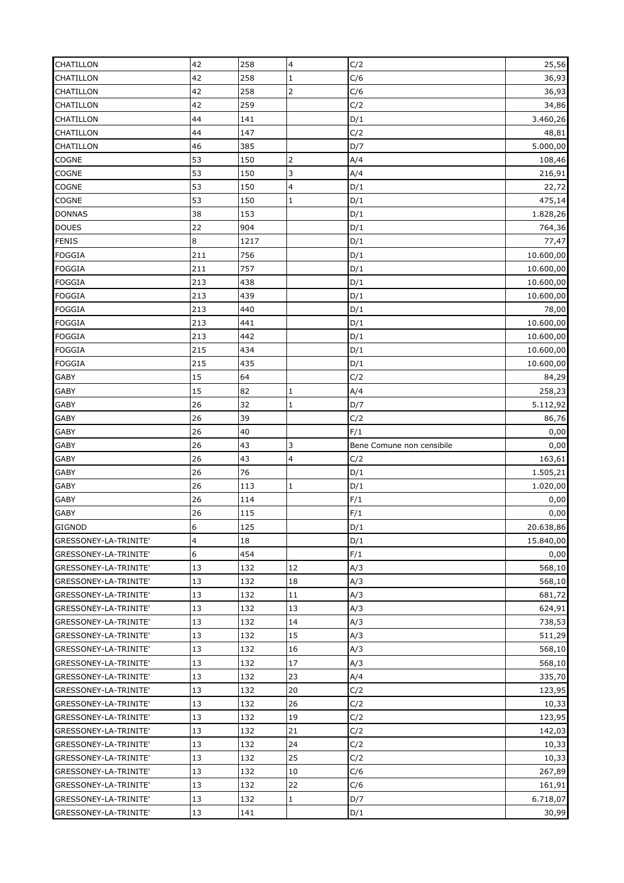| CHATILLON | 42 | 258 | 4 | C/2 | 25,56 |
|---|---|---|---|---|---|
| CHATILLON | 42 | 258 | 1 | C/6 | 36,93 |
| CHATILLON | 42 | 258 | 2 | C/6 | 36,93 |
| CHATILLON | 42 | 259 | | C/2 | 34,86 |
| CHATILLON | 44 | 141 | | D/1 | 3.460,26 |
| CHATILLON | 44 | 147 | | C/2 | 48,81 |
| CHATILLON | 46 | 385 | | D/7 | 5.000,00 |
| COGNE | 53 | 150 | 2 | A/4 | 108,46 |
| COGNE | 53 | 150 | 3 | A/4 | 216,91 |
| COGNE | 53 | 150 | 4 | D/1 | 22,72 |
| COGNE | 53 | 150 | 1 | D/1 | 475,14 |
| DONNAS | 38 | 153 | | D/1 | 1.828,26 |
| DOUES | 22 | 904 | | D/1 | 764,36 |
| FENIS | 8 | 1217 | | D/1 | 77,47 |
| FOGGIA | 211 | 756 | | D/1 | 10.600,00 |
| FOGGIA | 211 | 757 | | D/1 | 10.600,00 |
| FOGGIA | 213 | 438 | | D/1 | 10.600,00 |
| FOGGIA | 213 | 439 | | D/1 | 10.600,00 |
| FOGGIA | 213 | 440 | | D/1 | 78,00 |
| FOGGIA | 213 | 441 | | D/1 | 10.600,00 |
| FOGGIA | 213 | 442 | | D/1 | 10.600,00 |
| FOGGIA | 215 | 434 | | D/1 | 10.600,00 |
| FOGGIA | 215 | 435 | | D/1 | 10.600,00 |
| GABY | 15 | 64 | | C/2 | 84,29 |
| GABY | 15 | 82 | 1 | A/4 | 258,23 |
| GABY | 26 | 32 | 1 | D/7 | 5.112,92 |
| GABY | 26 | 39 | | C/2 | 86,76 |
| GABY | 26 | 40 | | F/1 | 0,00 |
| GABY | 26 | 43 | 3 | Bene Comune non censibile | 0,00 |
| GABY | 26 | 43 | 4 | C/2 | 163,61 |
| GABY | 26 | 76 | | D/1 | 1.505,21 |
| GABY | 26 | 113 | 1 | D/1 | 1.020,00 |
| GABY | 26 | 114 | | F/1 | 0,00 |
| GABY | 26 | 115 | | F/1 | 0,00 |
| GIGNOD | 6 | 125 | | D/1 | 20.638,86 |
| GRESSONEY-LA-TRINITE' | 4 | 18 | | D/1 | 15.840,00 |
| GRESSONEY-LA-TRINITE' | 6 | 454 | | F/1 | 0,00 |
| GRESSONEY-LA-TRINITE' | 13 | 132 | 12 | A/3 | 568,10 |
| GRESSONEY-LA-TRINITE' | 13 | 132 | 18 | A/3 | 568,10 |
| GRESSONEY-LA-TRINITE' | 13 | 132 | 11 | A/3 | 681,72 |
| GRESSONEY-LA-TRINITE' | 13 | 132 | 13 | A/3 | 624,91 |
| GRESSONEY-LA-TRINITE' | 13 | 132 | 14 | A/3 | 738,53 |
| GRESSONEY-LA-TRINITE' | 13 | 132 | 15 | A/3 | 511,29 |
| GRESSONEY-LA-TRINITE' | 13 | 132 | 16 | A/3 | 568,10 |
| GRESSONEY-LA-TRINITE' | 13 | 132 | 17 | A/3 | 568,10 |
| GRESSONEY-LA-TRINITE' | 13 | 132 | 23 | A/4 | 335,70 |
| GRESSONEY-LA-TRINITE' | 13 | 132 | 20 | C/2 | 123,95 |
| GRESSONEY-LA-TRINITE' | 13 | 132 | 26 | C/2 | 10,33 |
| GRESSONEY-LA-TRINITE' | 13 | 132 | 19 | C/2 | 123,95 |
| GRESSONEY-LA-TRINITE' | 13 | 132 | 21 | C/2 | 142,03 |
| GRESSONEY-LA-TRINITE' | 13 | 132 | 24 | C/2 | 10,33 |
| GRESSONEY-LA-TRINITE' | 13 | 132 | 25 | C/2 | 10,33 |
| GRESSONEY-LA-TRINITE' | 13 | 132 | 10 | C/6 | 267,89 |
| GRESSONEY-LA-TRINITE' | 13 | 132 | 22 | C/6 | 161,91 |
| GRESSONEY-LA-TRINITE' | 13 | 132 | 1 | D/7 | 6.718,07 |
| GRESSONEY-LA-TRINITE' | 13 | 141 | | D/1 | 30,99 |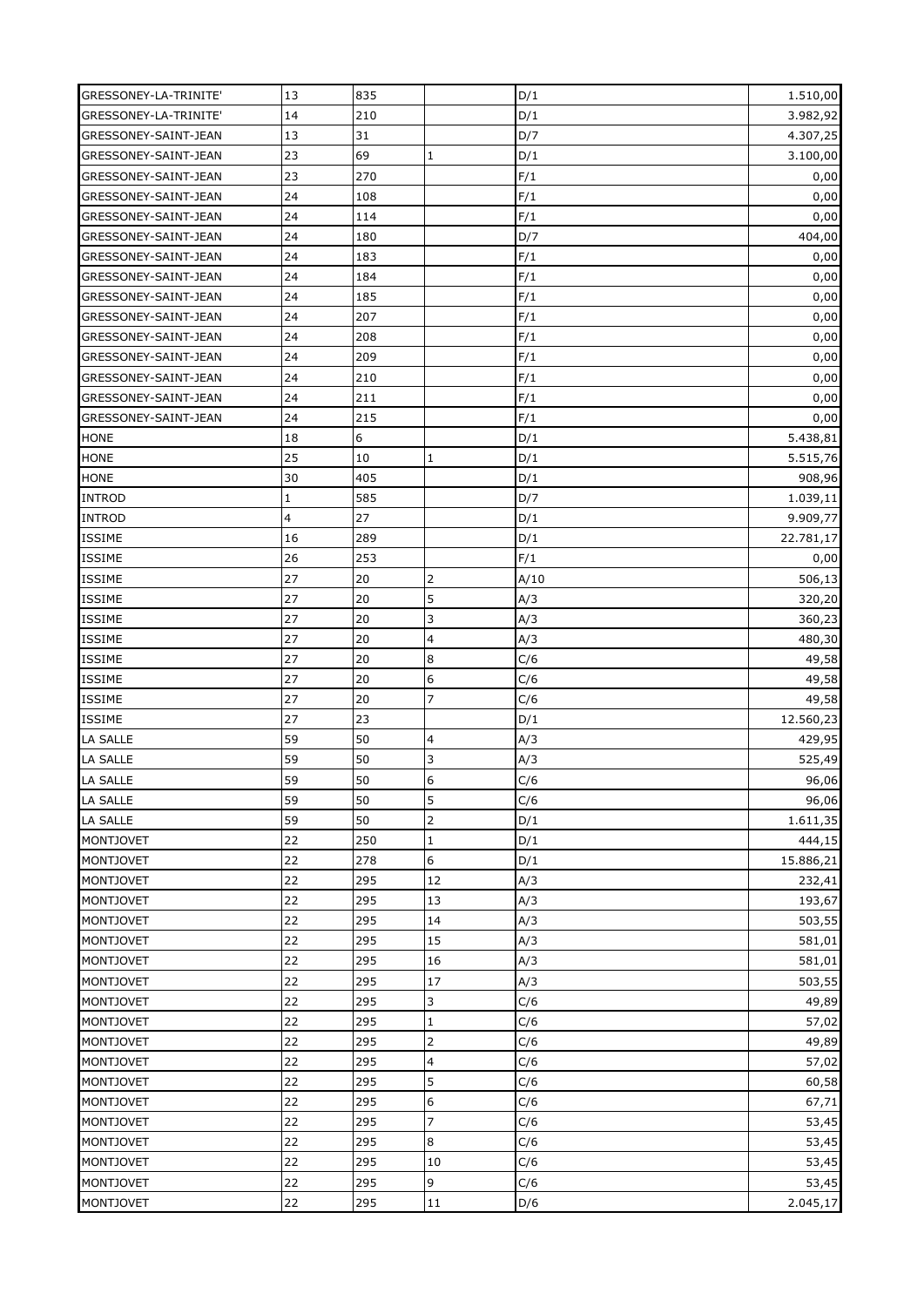| | | | | | |
|---|---|---|---|---|---|
| GRESSONEY-LA-TRINITE' | 13 | 835 | | D/1 | 1.510,00 |
| GRESSONEY-LA-TRINITE' | 14 | 210 | | D/1 | 3.982,92 |
| GRESSONEY-SAINT-JEAN | 13 | 31 | | D/7 | 4.307,25 |
| GRESSONEY-SAINT-JEAN | 23 | 69 | 1 | D/1 | 3.100,00 |
| GRESSONEY-SAINT-JEAN | 23 | 270 | | F/1 | 0,00 |
| GRESSONEY-SAINT-JEAN | 24 | 108 | | F/1 | 0,00 |
| GRESSONEY-SAINT-JEAN | 24 | 114 | | F/1 | 0,00 |
| GRESSONEY-SAINT-JEAN | 24 | 180 | | D/7 | 404,00 |
| GRESSONEY-SAINT-JEAN | 24 | 183 | | F/1 | 0,00 |
| GRESSONEY-SAINT-JEAN | 24 | 184 | | F/1 | 0,00 |
| GRESSONEY-SAINT-JEAN | 24 | 185 | | F/1 | 0,00 |
| GRESSONEY-SAINT-JEAN | 24 | 207 | | F/1 | 0,00 |
| GRESSONEY-SAINT-JEAN | 24 | 208 | | F/1 | 0,00 |
| GRESSONEY-SAINT-JEAN | 24 | 209 | | F/1 | 0,00 |
| GRESSONEY-SAINT-JEAN | 24 | 210 | | F/1 | 0,00 |
| GRESSONEY-SAINT-JEAN | 24 | 211 | | F/1 | 0,00 |
| GRESSONEY-SAINT-JEAN | 24 | 215 | | F/1 | 0,00 |
| HONE | 18 | 6 | | D/1 | 5.438,81 |
| HONE | 25 | 10 | 1 | D/1 | 5.515,76 |
| HONE | 30 | 405 | | D/1 | 908,96 |
| INTROD | 1 | 585 | | D/7 | 1.039,11 |
| INTROD | 4 | 27 | | D/1 | 9.909,77 |
| ISSIME | 16 | 289 | | D/1 | 22.781,17 |
| ISSIME | 26 | 253 | | F/1 | 0,00 |
| ISSIME | 27 | 20 | 2 | A/10 | 506,13 |
| ISSIME | 27 | 20 | 5 | A/3 | 320,20 |
| ISSIME | 27 | 20 | 3 | A/3 | 360,23 |
| ISSIME | 27 | 20 | 4 | A/3 | 480,30 |
| ISSIME | 27 | 20 | 8 | C/6 | 49,58 |
| ISSIME | 27 | 20 | 6 | C/6 | 49,58 |
| ISSIME | 27 | 20 | 7 | C/6 | 49,58 |
| ISSIME | 27 | 23 | | D/1 | 12.560,23 |
| LA SALLE | 59 | 50 | 4 | A/3 | 429,95 |
| LA SALLE | 59 | 50 | 3 | A/3 | 525,49 |
| LA SALLE | 59 | 50 | 6 | C/6 | 96,06 |
| LA SALLE | 59 | 50 | 5 | C/6 | 96,06 |
| LA SALLE | 59 | 50 | 2 | D/1 | 1.611,35 |
| MONTJOVET | 22 | 250 | 1 | D/1 | 444,15 |
| MONTJOVET | 22 | 278 | 6 | D/1 | 15.886,21 |
| MONTJOVET | 22 | 295 | 12 | A/3 | 232,41 |
| MONTJOVET | 22 | 295 | 13 | A/3 | 193,67 |
| MONTJOVET | 22 | 295 | 14 | A/3 | 503,55 |
| MONTJOVET | 22 | 295 | 15 | A/3 | 581,01 |
| MONTJOVET | 22 | 295 | 16 | A/3 | 581,01 |
| MONTJOVET | 22 | 295 | 17 | A/3 | 503,55 |
| MONTJOVET | 22 | 295 | 3 | C/6 | 49,89 |
| MONTJOVET | 22 | 295 | 1 | C/6 | 57,02 |
| MONTJOVET | 22 | 295 | 2 | C/6 | 49,89 |
| MONTJOVET | 22 | 295 | 4 | C/6 | 57,02 |
| MONTJOVET | 22 | 295 | 5 | C/6 | 60,58 |
| MONTJOVET | 22 | 295 | 6 | C/6 | 67,71 |
| MONTJOVET | 22 | 295 | 7 | C/6 | 53,45 |
| MONTJOVET | 22 | 295 | 8 | C/6 | 53,45 |
| MONTJOVET | 22 | 295 | 10 | C/6 | 53,45 |
| MONTJOVET | 22 | 295 | 9 | C/6 | 53,45 |
| MONTJOVET | 22 | 295 | 11 | D/6 | 2.045,17 |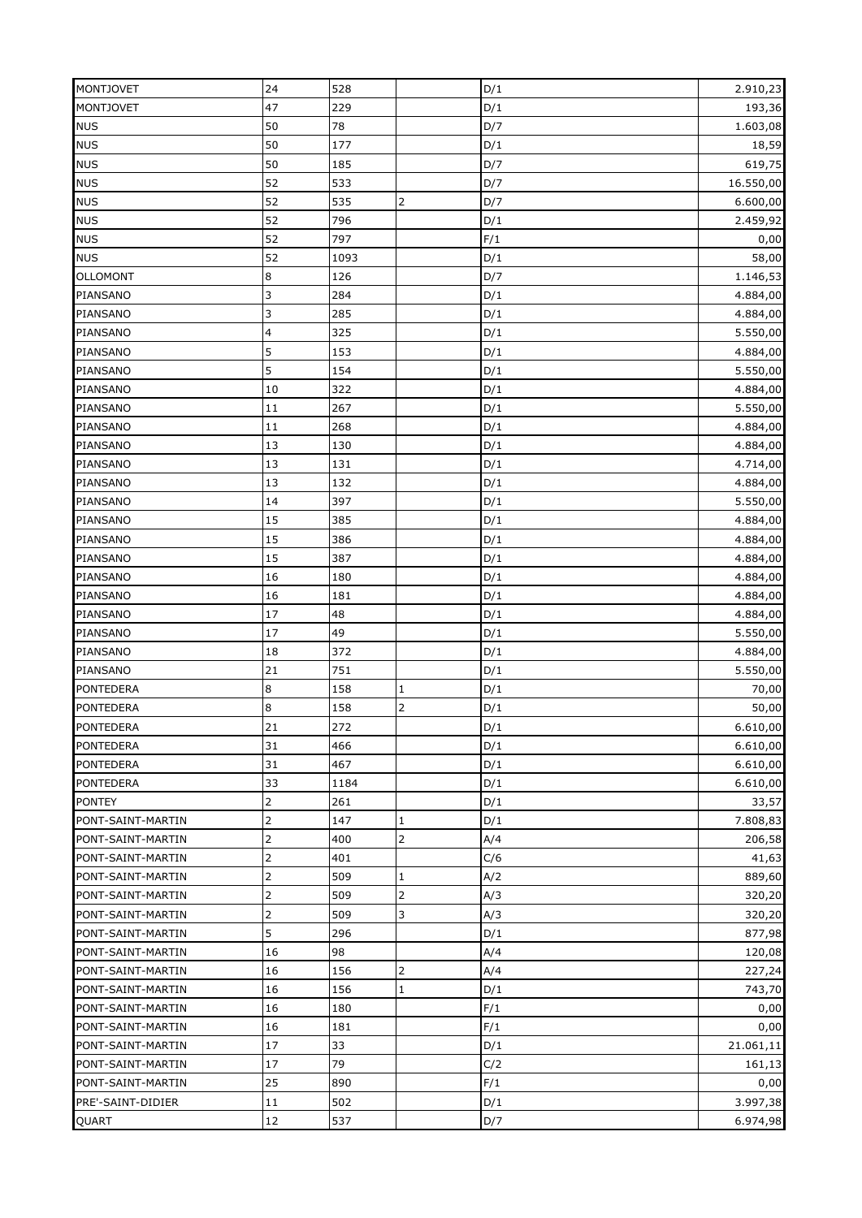| | | | | | |
|---|---|---|---|---|---|
| MONTJOVET | 24 | 528 | | D/1 | 2.910,23 |
| MONTJOVET | 47 | 229 | | D/1 | 193,36 |
| NUS | 50 | 78 | | D/7 | 1.603,08 |
| NUS | 50 | 177 | | D/1 | 18,59 |
| NUS | 50 | 185 | | D/7 | 619,75 |
| NUS | 52 | 533 | | D/7 | 16.550,00 |
| NUS | 52 | 535 | 2 | D/7 | 6.600,00 |
| NUS | 52 | 796 | | D/1 | 2.459,92 |
| NUS | 52 | 797 | | F/1 | 0,00 |
| NUS | 52 | 1093 | | D/1 | 58,00 |
| OLLOMONT | 8 | 126 | | D/7 | 1.146,53 |
| PIANSANO | 3 | 284 | | D/1 | 4.884,00 |
| PIANSANO | 3 | 285 | | D/1 | 4.884,00 |
| PIANSANO | 4 | 325 | | D/1 | 5.550,00 |
| PIANSANO | 5 | 153 | | D/1 | 4.884,00 |
| PIANSANO | 5 | 154 | | D/1 | 5.550,00 |
| PIANSANO | 10 | 322 | | D/1 | 4.884,00 |
| PIANSANO | 11 | 267 | | D/1 | 5.550,00 |
| PIANSANO | 11 | 268 | | D/1 | 4.884,00 |
| PIANSANO | 13 | 130 | | D/1 | 4.884,00 |
| PIANSANO | 13 | 131 | | D/1 | 4.714,00 |
| PIANSANO | 13 | 132 | | D/1 | 4.884,00 |
| PIANSANO | 14 | 397 | | D/1 | 5.550,00 |
| PIANSANO | 15 | 385 | | D/1 | 4.884,00 |
| PIANSANO | 15 | 386 | | D/1 | 4.884,00 |
| PIANSANO | 15 | 387 | | D/1 | 4.884,00 |
| PIANSANO | 16 | 180 | | D/1 | 4.884,00 |
| PIANSANO | 16 | 181 | | D/1 | 4.884,00 |
| PIANSANO | 17 | 48 | | D/1 | 4.884,00 |
| PIANSANO | 17 | 49 | | D/1 | 5.550,00 |
| PIANSANO | 18 | 372 | | D/1 | 4.884,00 |
| PIANSANO | 21 | 751 | | D/1 | 5.550,00 |
| PONTEDERA | 8 | 158 | 1 | D/1 | 70,00 |
| PONTEDERA | 8 | 158 | 2 | D/1 | 50,00 |
| PONTEDERA | 21 | 272 | | D/1 | 6.610,00 |
| PONTEDERA | 31 | 466 | | D/1 | 6.610,00 |
| PONTEDERA | 31 | 467 | | D/1 | 6.610,00 |
| PONTEDERA | 33 | 1184 | | D/1 | 6.610,00 |
| PONTEY | 2 | 261 | | D/1 | 33,57 |
| PONT-SAINT-MARTIN | 2 | 147 | 1 | D/1 | 7.808,83 |
| PONT-SAINT-MARTIN | 2 | 400 | 2 | A/4 | 206,58 |
| PONT-SAINT-MARTIN | 2 | 401 | | C/6 | 41,63 |
| PONT-SAINT-MARTIN | 2 | 509 | 1 | A/2 | 889,60 |
| PONT-SAINT-MARTIN | 2 | 509 | 2 | A/3 | 320,20 |
| PONT-SAINT-MARTIN | 2 | 509 | 3 | A/3 | 320,20 |
| PONT-SAINT-MARTIN | 5 | 296 | | D/1 | 877,98 |
| PONT-SAINT-MARTIN | 16 | 98 | | A/4 | 120,08 |
| PONT-SAINT-MARTIN | 16 | 156 | 2 | A/4 | 227,24 |
| PONT-SAINT-MARTIN | 16 | 156 | 1 | D/1 | 743,70 |
| PONT-SAINT-MARTIN | 16 | 180 | | F/1 | 0,00 |
| PONT-SAINT-MARTIN | 16 | 181 | | F/1 | 0,00 |
| PONT-SAINT-MARTIN | 17 | 33 | | D/1 | 21.061,11 |
| PONT-SAINT-MARTIN | 17 | 79 | | C/2 | 161,13 |
| PONT-SAINT-MARTIN | 25 | 890 | | F/1 | 0,00 |
| PRE'-SAINT-DIDIER | 11 | 502 | | D/1 | 3.997,38 |
| QUART | 12 | 537 | | D/7 | 6.974,98 |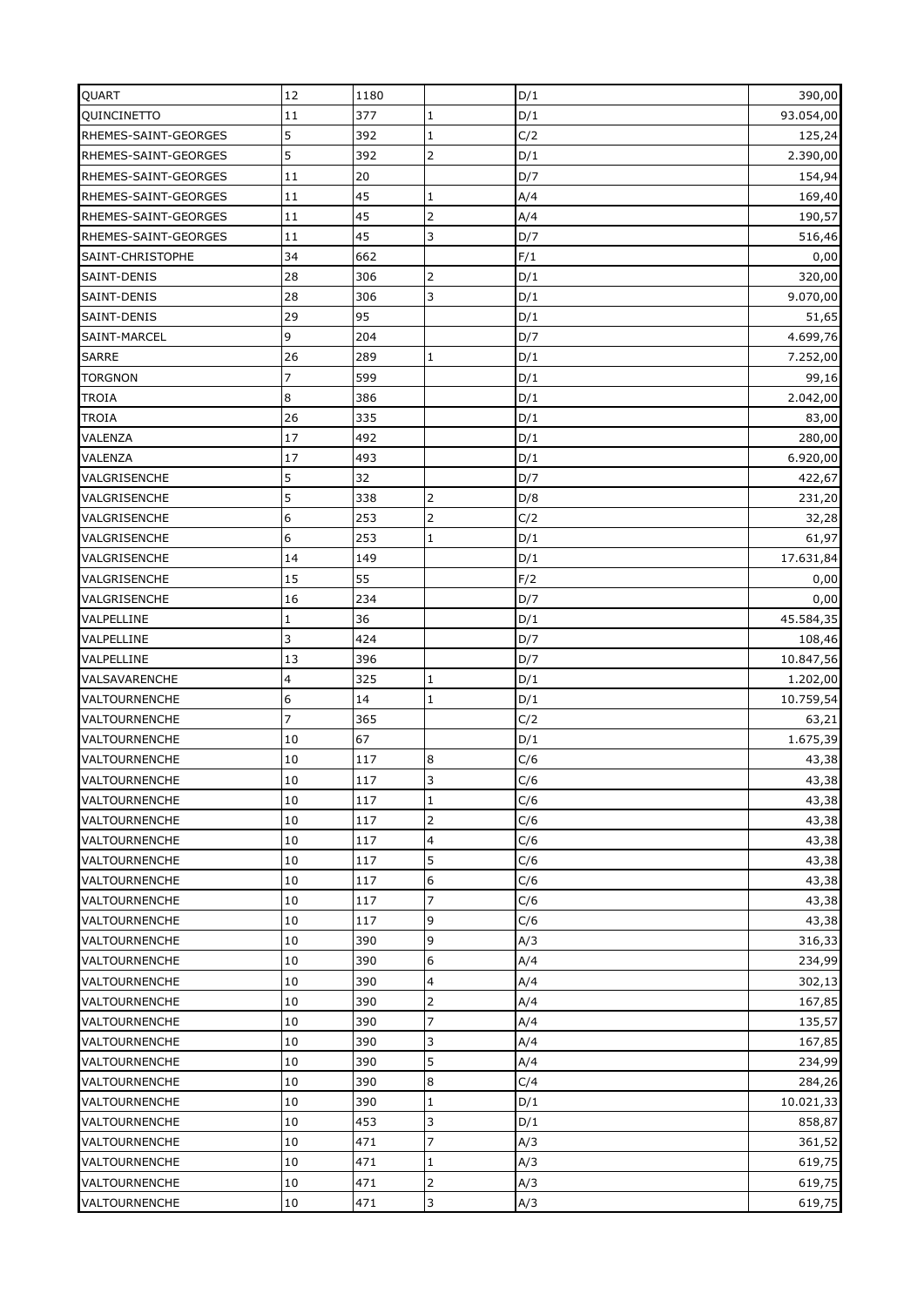| QUART | 12 | 1180 | | D/1 | 390,00 |
|---|---|---|---|---|---|
| QUINCINETTO | 11 | 377 | 1 | D/1 | 93.054,00 |
| RHEMES-SAINT-GEORGES | 5 | 392 | 1 | C/2 | 125,24 |
| RHEMES-SAINT-GEORGES | 5 | 392 | 2 | D/1 | 2.390,00 |
| RHEMES-SAINT-GEORGES | 11 | 20 | | D/7 | 154,94 |
| RHEMES-SAINT-GEORGES | 11 | 45 | 1 | A/4 | 169,40 |
| RHEMES-SAINT-GEORGES | 11 | 45 | 2 | A/4 | 190,57 |
| RHEMES-SAINT-GEORGES | 11 | 45 | 3 | D/7 | 516,46 |
| SAINT-CHRISTOPHE | 34 | 662 | | F/1 | 0,00 |
| SAINT-DENIS | 28 | 306 | 2 | D/1 | 320,00 |
| SAINT-DENIS | 28 | 306 | 3 | D/1 | 9.070,00 |
| SAINT-DENIS | 29 | 95 | | D/1 | 51,65 |
| SAINT-MARCEL | 9 | 204 | | D/7 | 4.699,76 |
| SARRE | 26 | 289 | 1 | D/1 | 7.252,00 |
| TORGNON | 7 | 599 | | D/1 | 99,16 |
| TROIA | 8 | 386 | | D/1 | 2.042,00 |
| TROIA | 26 | 335 | | D/1 | 83,00 |
| VALENZA | 17 | 492 | | D/1 | 280,00 |
| VALENZA | 17 | 493 | | D/1 | 6.920,00 |
| VALGRISENCHE | 5 | 32 | | D/7 | 422,67 |
| VALGRISENCHE | 5 | 338 | 2 | D/8 | 231,20 |
| VALGRISENCHE | 6 | 253 | 2 | C/2 | 32,28 |
| VALGRISENCHE | 6 | 253 | 1 | D/1 | 61,97 |
| VALGRISENCHE | 14 | 149 | | D/1 | 17.631,84 |
| VALGRISENCHE | 15 | 55 | | F/2 | 0,00 |
| VALGRISENCHE | 16 | 234 | | D/7 | 0,00 |
| VALPELLINE | 1 | 36 | | D/1 | 45.584,35 |
| VALPELLINE | 3 | 424 | | D/7 | 108,46 |
| VALPELLINE | 13 | 396 | | D/7 | 10.847,56 |
| VALSAVARENCHE | 4 | 325 | 1 | D/1 | 1.202,00 |
| VALTOURNENCHE | 6 | 14 | 1 | D/1 | 10.759,54 |
| VALTOURNENCHE | 7 | 365 | | C/2 | 63,21 |
| VALTOURNENCHE | 10 | 67 | | D/1 | 1.675,39 |
| VALTOURNENCHE | 10 | 117 | 8 | C/6 | 43,38 |
| VALTOURNENCHE | 10 | 117 | 3 | C/6 | 43,38 |
| VALTOURNENCHE | 10 | 117 | 1 | C/6 | 43,38 |
| VALTOURNENCHE | 10 | 117 | 2 | C/6 | 43,38 |
| VALTOURNENCHE | 10 | 117 | 4 | C/6 | 43,38 |
| VALTOURNENCHE | 10 | 117 | 5 | C/6 | 43,38 |
| VALTOURNENCHE | 10 | 117 | 6 | C/6 | 43,38 |
| VALTOURNENCHE | 10 | 117 | 7 | C/6 | 43,38 |
| VALTOURNENCHE | 10 | 117 | 9 | C/6 | 43,38 |
| VALTOURNENCHE | 10 | 390 | 9 | A/3 | 316,33 |
| VALTOURNENCHE | 10 | 390 | 6 | A/4 | 234,99 |
| VALTOURNENCHE | 10 | 390 | 4 | A/4 | 302,13 |
| VALTOURNENCHE | 10 | 390 | 2 | A/4 | 167,85 |
| VALTOURNENCHE | 10 | 390 | 7 | A/4 | 135,57 |
| VALTOURNENCHE | 10 | 390 | 3 | A/4 | 167,85 |
| VALTOURNENCHE | 10 | 390 | 5 | A/4 | 234,99 |
| VALTOURNENCHE | 10 | 390 | 8 | C/4 | 284,26 |
| VALTOURNENCHE | 10 | 390 | 1 | D/1 | 10.021,33 |
| VALTOURNENCHE | 10 | 453 | 3 | D/1 | 858,87 |
| VALTOURNENCHE | 10 | 471 | 7 | A/3 | 361,52 |
| VALTOURNENCHE | 10 | 471 | 1 | A/3 | 619,75 |
| VALTOURNENCHE | 10 | 471 | 2 | A/3 | 619,75 |
| VALTOURNENCHE | 10 | 471 | 3 | A/3 | 619,75 |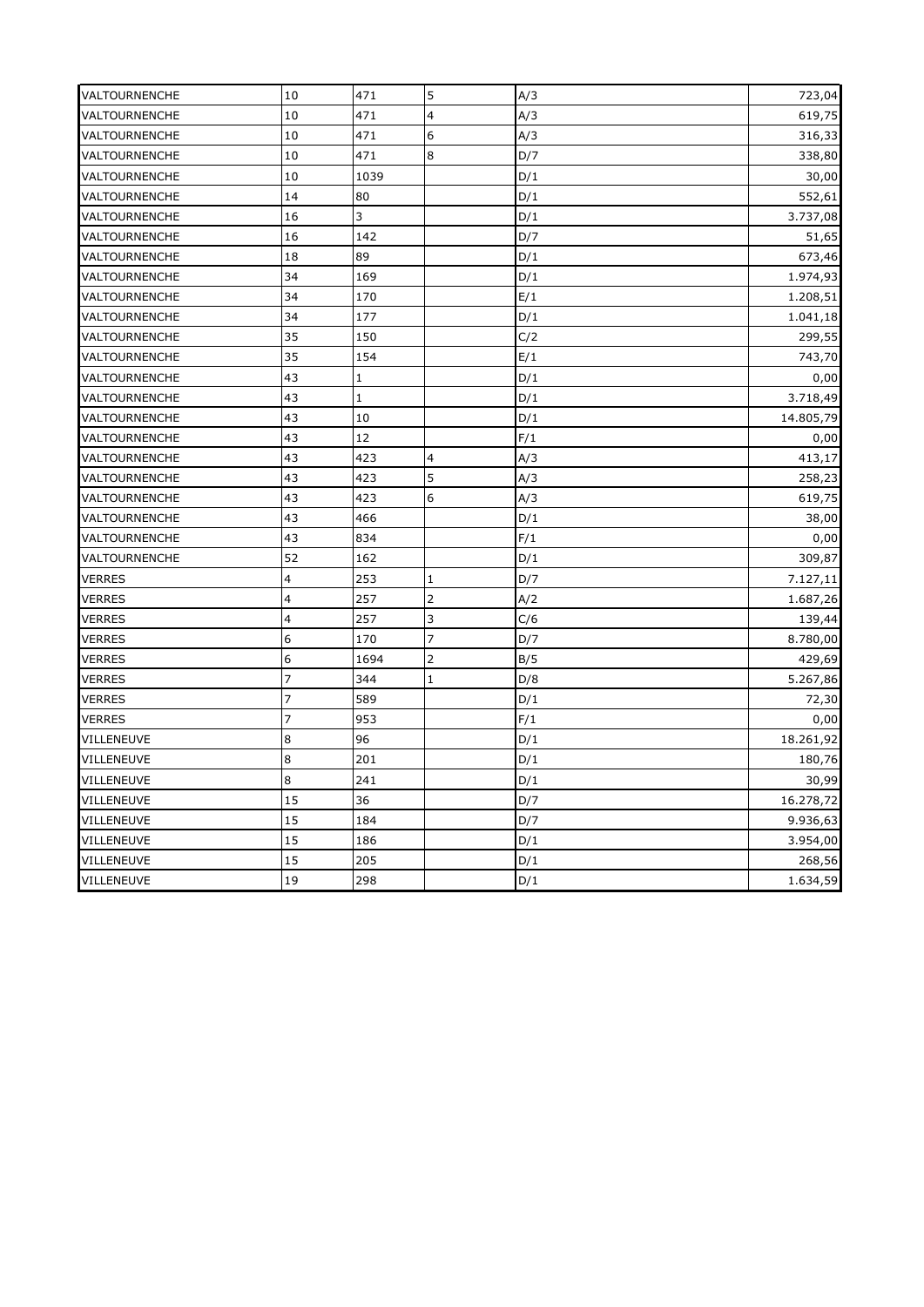| | | | | | |
|---|---|---|---|---|---|
| VALTOURNENCHE | 10 | 471 | 5 | A/3 | 723,04 |
| VALTOURNENCHE | 10 | 471 | 4 | A/3 | 619,75 |
| VALTOURNENCHE | 10 | 471 | 6 | A/3 | 316,33 |
| VALTOURNENCHE | 10 | 471 | 8 | D/7 | 338,80 |
| VALTOURNENCHE | 10 | 1039 | | D/1 | 30,00 |
| VALTOURNENCHE | 14 | 80 | | D/1 | 552,61 |
| VALTOURNENCHE | 16 | 3 | | D/1 | 3.737,08 |
| VALTOURNENCHE | 16 | 142 | | D/7 | 51,65 |
| VALTOURNENCHE | 18 | 89 | | D/1 | 673,46 |
| VALTOURNENCHE | 34 | 169 | | D/1 | 1.974,93 |
| VALTOURNENCHE | 34 | 170 | | E/1 | 1.208,51 |
| VALTOURNENCHE | 34 | 177 | | D/1 | 1.041,18 |
| VALTOURNENCHE | 35 | 150 | | C/2 | 299,55 |
| VALTOURNENCHE | 35 | 154 | | E/1 | 743,70 |
| VALTOURNENCHE | 43 | 1 | | D/1 | 0,00 |
| VALTOURNENCHE | 43 | 1 | | D/1 | 3.718,49 |
| VALTOURNENCHE | 43 | 10 | | D/1 | 14.805,79 |
| VALTOURNENCHE | 43 | 12 | | F/1 | 0,00 |
| VALTOURNENCHE | 43 | 423 | 4 | A/3 | 413,17 |
| VALTOURNENCHE | 43 | 423 | 5 | A/3 | 258,23 |
| VALTOURNENCHE | 43 | 423 | 6 | A/3 | 619,75 |
| VALTOURNENCHE | 43 | 466 | | D/1 | 38,00 |
| VALTOURNENCHE | 43 | 834 | | F/1 | 0,00 |
| VALTOURNENCHE | 52 | 162 | | D/1 | 309,87 |
| VERRES | 4 | 253 | 1 | D/7 | 7.127,11 |
| VERRES | 4 | 257 | 2 | A/2 | 1.687,26 |
| VERRES | 4 | 257 | 3 | C/6 | 139,44 |
| VERRES | 6 | 170 | 7 | D/7 | 8.780,00 |
| VERRES | 6 | 1694 | 2 | B/5 | 429,69 |
| VERRES | 7 | 344 | 1 | D/8 | 5.267,86 |
| VERRES | 7 | 589 | | D/1 | 72,30 |
| VERRES | 7 | 953 | | F/1 | 0,00 |
| VILLENEUVE | 8 | 96 | | D/1 | 18.261,92 |
| VILLENEUVE | 8 | 201 | | D/1 | 180,76 |
| VILLENEUVE | 8 | 241 | | D/1 | 30,99 |
| VILLENEUVE | 15 | 36 | | D/7 | 16.278,72 |
| VILLENEUVE | 15 | 184 | | D/7 | 9.936,63 |
| VILLENEUVE | 15 | 186 | | D/1 | 3.954,00 |
| VILLENEUVE | 15 | 205 | | D/1 | 268,56 |
| VILLENEUVE | 19 | 298 | | D/1 | 1.634,59 |